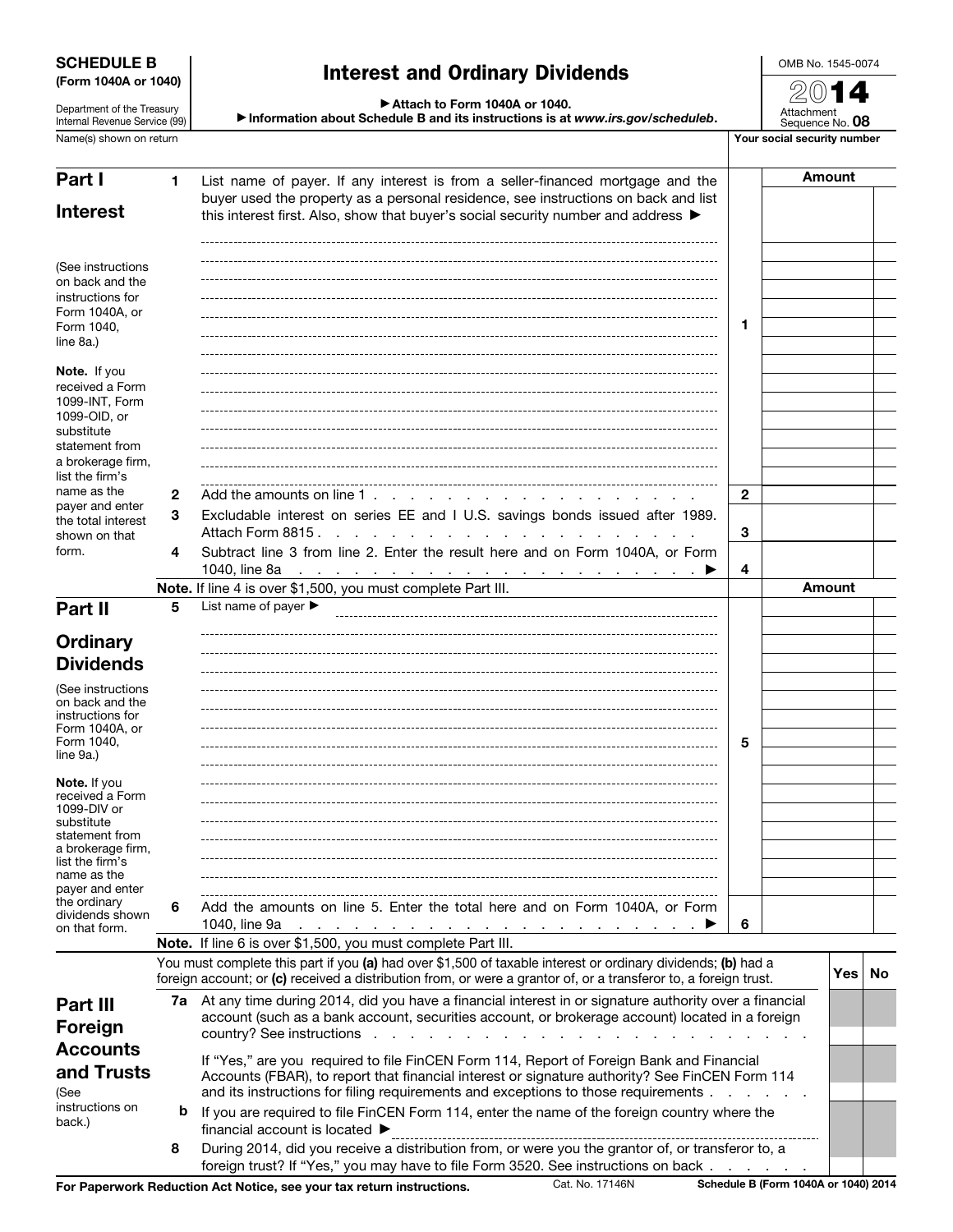**SCHEDULE B**
**(Form 1040A or 1040)**

Department of the Treasury
Internal Revenue Service (99)

# Interest and Ordinary Dividends

▶ Attach to Form 1040A or 1040.
▶ Information about Schedule B and its instructions is at *www.irs.gov/scheduleb*.

OMB No. 1545-0074

**2014**

Attachment Sequence No. **08**

Name(s) shown on return | Your social security number

## Part I Interest

(See instructions on back and the instructions for Form 1040A, or Form 1040, line 8a.)

**Note.** If you received a Form 1099-INT, Form 1099-OID, or substitute statement from a brokerage firm, list the firm's name as the payer and enter the total interest shown on that form.

| | | | Amount |
|---|---|---|---|
| **1** | List name of payer. If any interest is from a seller-financed mortgage and the buyer used the property as a personal residence, see instructions on back and list this interest first. Also, show that buyer's social security number and address ▶ | **1** | |
| **2** | Add the amounts on line 1 | **2** | |
| **3** | Excludable interest on series EE and I U.S. savings bonds issued after 1989. Attach Form 8815 | **3** | |
| **4** | Subtract line 3 from line 2. Enter the result here and on Form 1040A, or Form 1040, line 8a ▶ | **4** | |

**Note.** If line 4 is over $1,500, you must complete Part III.

## Part II Ordinary Dividends

(See instructions on back and the instructions for Form 1040A, or Form 1040, line 9a.)

**Note.** If you received a Form 1099-DIV or substitute statement from a brokerage firm, list the firm's name as the payer and enter the ordinary dividends shown on that form.

| | | | Amount |
|---|---|---|---|
| **5** | List name of payer ▶ | **5** | |
| **6** | Add the amounts on line 5. Enter the total here and on Form 1040A, or Form 1040, line 9a ▶ | **6** | |

**Note.** If line 6 is over $1,500, you must complete Part III.

## Part III Foreign Accounts and Trusts

(See instructions on back.)

You must complete this part if you **(a)** had over $1,500 of taxable interest or ordinary dividends; **(b)** had a foreign account; or **(c)** received a distribution from, or were a grantor of, or a transferor to, a foreign trust.

| | | Yes | No |
|---|---|---|---|
| **7a** | At any time during 2014, did you have a financial interest in or signature authority over a financial account (such as a bank account, securities account, or brokerage account) located in a foreign country? See instructions | | |
| | If "Yes," are you required to file FinCEN Form 114, Report of Foreign Bank and Financial Accounts (FBAR), to report that financial interest or signature authority? See FinCEN Form 114 and its instructions for filing requirements and exceptions to those requirements | | |
| **b** | If you are required to file FinCEN Form 114, enter the name of the foreign country where the financial account is located ▶ | | |
| **8** | During 2014, did you receive a distribution from, or were you the grantor of, or transferor to, a foreign trust? If "Yes," you may have to file Form 3520. See instructions on back | | |

For Paperwork Reduction Act Notice, see your tax return instructions. Cat. No. 17146N **Schedule B (Form 1040A or 1040) 2014**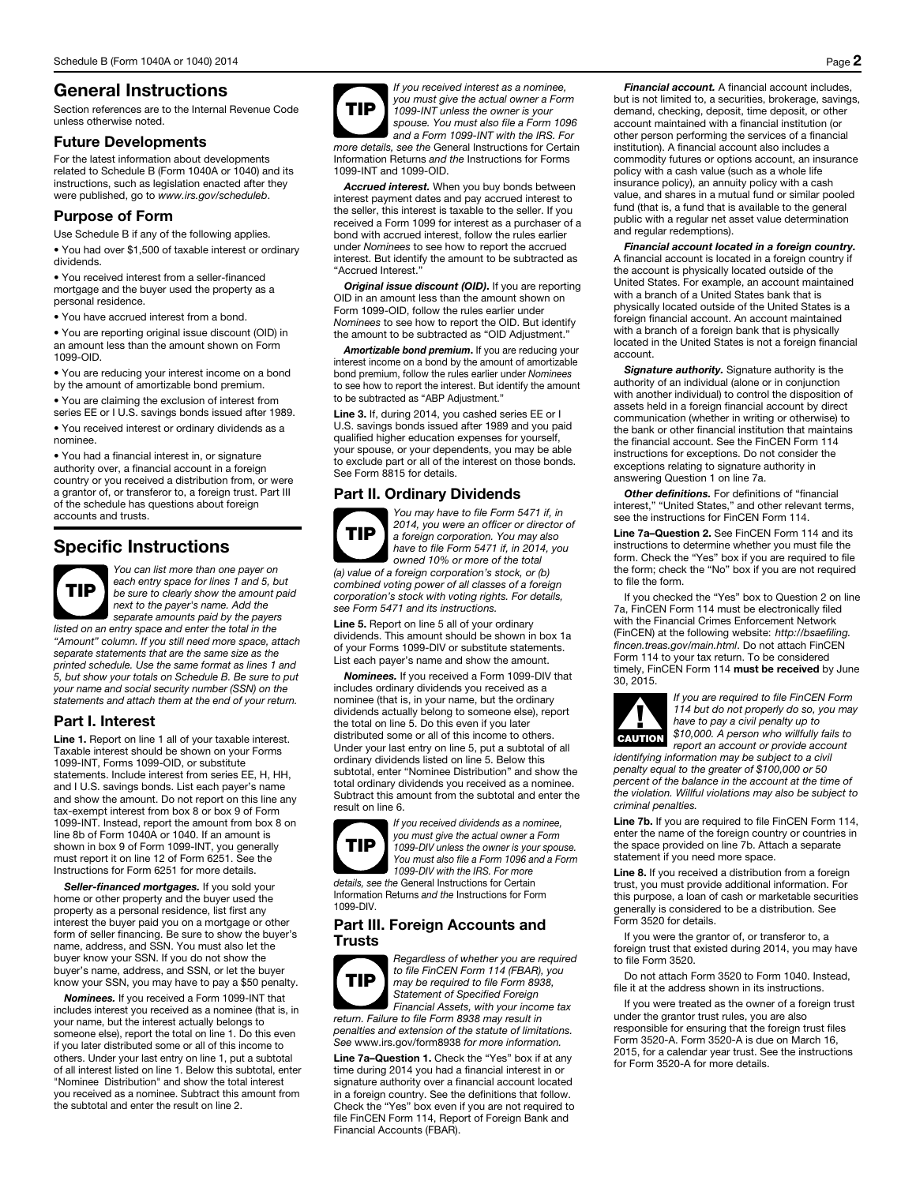## General Instructions

Section references are to the Internal Revenue Code unless otherwise noted.

### Future Developments

For the latest information about developments related to Schedule B (Form 1040A or 1040) and its instructions, such as legislation enacted after they were published, go to *www.irs.gov/scheduleb*.

### Purpose of Form

Use Schedule B if any of the following applies.

- You had over $1,500 of taxable interest or ordinary dividends.
- You received interest from a seller-financed mortgage and the buyer used the property as a personal residence.
- You have accrued interest from a bond.
- You are reporting original issue discount (OID) in an amount less than the amount shown on Form 1099-OID.
- You are reducing your interest income on a bond by the amount of amortizable bond premium.
- You are claiming the exclusion of interest from series EE or I U.S. savings bonds issued after 1989.
- You received interest or ordinary dividends as a nominee.
- You had a financial interest in, or signature authority over, a financial account in a foreign country or you received a distribution from, or were a grantor of, or transferor to, a foreign trust. Part III of the schedule has questions about foreign accounts and trusts.

## Specific Instructions

**TIP** *You can list more than one payer on each entry space for lines 1 and 5, but be sure to clearly show the amount paid next to the payer's name. Add the separate amounts paid by the payers listed on an entry space and enter the total in the "Amount" column. If you still need more space, attach separate statements that are the same size as the printed schedule. Use the same format as lines 1 and 5, but show your totals on Schedule B. Be sure to put your name and social security number (SSN) on the statements and attach them at the end of your return.*

### Part I. Interest

**Line 1.** Report on line 1 all of your taxable interest. Taxable interest should be shown on your Forms 1099-INT, Forms 1099-OID, or substitute statements. Include interest from series EE, H, HH, and I U.S. savings bonds. List each payer's name and show the amount. Do not report on this line any tax-exempt interest from box 8 or box 9 of Form 1099-INT. Instead, report the amount from box 8 on line 8b of Form 1040A or 1040. If an amount is shown in box 9 of Form 1099-INT, you generally must report it on line 12 of Form 6251. See the Instructions for Form 6251 for more details.

***Seller-financed mortgages.*** If you sold your home or other property and the buyer used the property as a personal residence, list first any interest the buyer paid you on a mortgage or other form of seller financing. Be sure to show the buyer's name, address, and SSN. You must also let the buyer know your SSN. If you do not show the buyer's name, address, and SSN, or let the buyer know your SSN, you may have to pay a $50 penalty.

***Nominees.*** If you received a Form 1099-INT that includes interest you received as a nominee (that is, in your name, but the interest actually belongs to someone else), report the total on line 1. Do this even if you later distributed some or all of this income to others. Under your last entry on line 1, put a subtotal of all interest listed on line 1. Below this subtotal, enter "Nominee Distribution" and show the total interest you received as a nominee. Subtract this amount from the subtotal and enter the result on line 2.

**TIP** *If you received interest as a nominee, you must give the actual owner a Form 1099-INT unless the owner is your spouse. You must also file a Form 1096 and a Form 1099-INT with the IRS. For more details, see the* General Instructions for Certain Information Returns *and the* Instructions for Forms 1099-INT and 1099-OID.

***Accrued interest.*** When you buy bonds between interest payment dates and pay accrued interest to the seller, this interest is taxable to the seller. If you received a Form 1099 for interest as a purchaser of a bond with accrued interest, follow the rules earlier under *Nominees* to see how to report the accrued interest. But identify the amount to be subtracted as "Accrued Interest."

***Original issue discount (OID).*** If you are reporting OID in an amount less than the amount shown on Form 1099-OID, follow the rules earlier under *Nominees* to see how to report the OID. But identify the amount to be subtracted as "OID Adjustment."

***Amortizable bond premium.*** If you are reducing your interest income on a bond by the amount of amortizable bond premium, follow the rules earlier under *Nominees* to see how to report the interest. But identify the amount to be subtracted as "ABP Adjustment."

**Line 3.** If, during 2014, you cashed series EE or I U.S. savings bonds issued after 1989 and you paid qualified higher education expenses for yourself, your spouse, or your dependents, you may be able to exclude part or all of the interest on those bonds. See Form 8815 for details.

### Part II. Ordinary Dividends

**TIP** *You may have to file Form 5471 if, in 2014, you were an officer or director of a foreign corporation. You may also have to file Form 5471 if, in 2014, you owned 10% or more of the total (a) value of a foreign corporation's stock, or (b) combined voting power of all classes of a foreign corporation's stock with voting rights. For details, see Form 5471 and its instructions.*

**Line 5.** Report on line 5 all of your ordinary dividends. This amount should be shown in box 1a of your Forms 1099-DIV or substitute statements. List each payer's name and show the amount.

***Nominees.*** If you received a Form 1099-DIV that includes ordinary dividends you received as a nominee (that is, in your name, but the ordinary dividends actually belong to someone else), report the total on line 5. Do this even if you later distributed some or all of this income to others. Under your last entry on line 5, put a subtotal of all ordinary dividends listed on line 5. Below this subtotal, enter "Nominee Distribution" and show the total ordinary dividends you received as a nominee. Subtract this amount from the subtotal and enter the result on line 6.

**TIP** *If you received dividends as a nominee, you must give the actual owner a Form 1099-DIV unless the owner is your spouse. You must also file a Form 1096 and a Form 1099-DIV with the IRS. For more details, see the* General Instructions for Certain Information Returns *and the* Instructions for Form 1099-DIV.

### Part III. Foreign Accounts and Trusts

**TIP** *Regardless of whether you are required to file FinCEN Form 114 (FBAR), you may be required to file Form 8938, Statement of Specified Foreign Financial Assets, with your income tax return. Failure to file Form 8938 may result in penalties and extension of the statute of limitations. See* www.irs.gov/form8938 *for more information.*

**Line 7a–Question 1.** Check the "Yes" box if at any time during 2014 you had a financial interest in or signature authority over a financial account located in a foreign country. See the definitions that follow. Check the "Yes" box even if you are not required to file FinCEN Form 114, Report of Foreign Bank and Financial Accounts (FBAR).

***Financial account.*** A financial account includes, but is not limited to, a securities, brokerage, savings, demand, checking, deposit, time deposit, or other account maintained with a financial institution (or other person performing the services of a financial institution). A financial account also includes a commodity futures or options account, an insurance policy with a cash value (such as a whole life insurance policy), an annuity policy with a cash value, and shares in a mutual fund or similar pooled fund (that is, a fund that is available to the general public with a regular net asset value determination and regular redemptions).

***Financial account located in a foreign country.*** A financial account is located in a foreign country if the account is physically located outside of the United States. For example, an account maintained with a branch of a United States bank that is physically located outside of the United States is a foreign financial account. An account maintained with a branch of a foreign bank that is physically located in the United States is not a foreign financial account.

***Signature authority.*** Signature authority is the authority of an individual (alone or in conjunction with another individual) to control the disposition of assets held in a foreign financial account by direct communication (whether in writing or otherwise) to the bank or other financial institution that maintains the financial account. See the FinCEN Form 114 instructions for exceptions. Do not consider the exceptions relating to signature authority in answering Question 1 on line 7a.

***Other definitions.*** For definitions of "financial interest," "United States," and other relevant terms, see the instructions for FinCEN Form 114.

**Line 7a–Question 2.** See FinCEN Form 114 and its instructions to determine whether you must file the form. Check the "Yes" box if you are required to file the form; check the "No" box if you are not required to file the form.

If you checked the "Yes" box to Question 2 on line 7a, FinCEN Form 114 must be electronically filed with the Financial Crimes Enforcement Network (FinCEN) at the following website: *http://bsaefiling.fincen.treas.gov/main.html*. Do not attach FinCEN Form 114 to your tax return. To be considered timely, FinCEN Form 114 **must be received** by June 30, 2015.

**CAUTION** *If you are required to file FinCEN Form 114 but do not properly do so, you may have to pay a civil penalty up to $10,000. A person who willfully fails to report an account or provide account identifying information may be subject to a civil penalty equal to the greater of $100,000 or 50 percent of the balance in the account at the time of the violation. Willful violations may also be subject to criminal penalties.*

**Line 7b.** If you are required to file FinCEN Form 114, enter the name of the foreign country or countries in the space provided on line 7b. Attach a separate statement if you need more space.

**Line 8.** If you received a distribution from a foreign trust, you must provide additional information. For this purpose, a loan of cash or marketable securities generally is considered to be a distribution. See Form 3520 for details.

If you were the grantor of, or transferor to, a foreign trust that existed during 2014, you may have to file Form 3520.

Do not attach Form 3520 to Form 1040. Instead, file it at the address shown in its instructions.

If you were treated as the owner of a foreign trust under the grantor trust rules, you are also responsible for ensuring that the foreign trust files Form 3520-A. Form 3520-A is due on March 16, 2015, for a calendar year trust. See the instructions for Form 3520-A for more details.